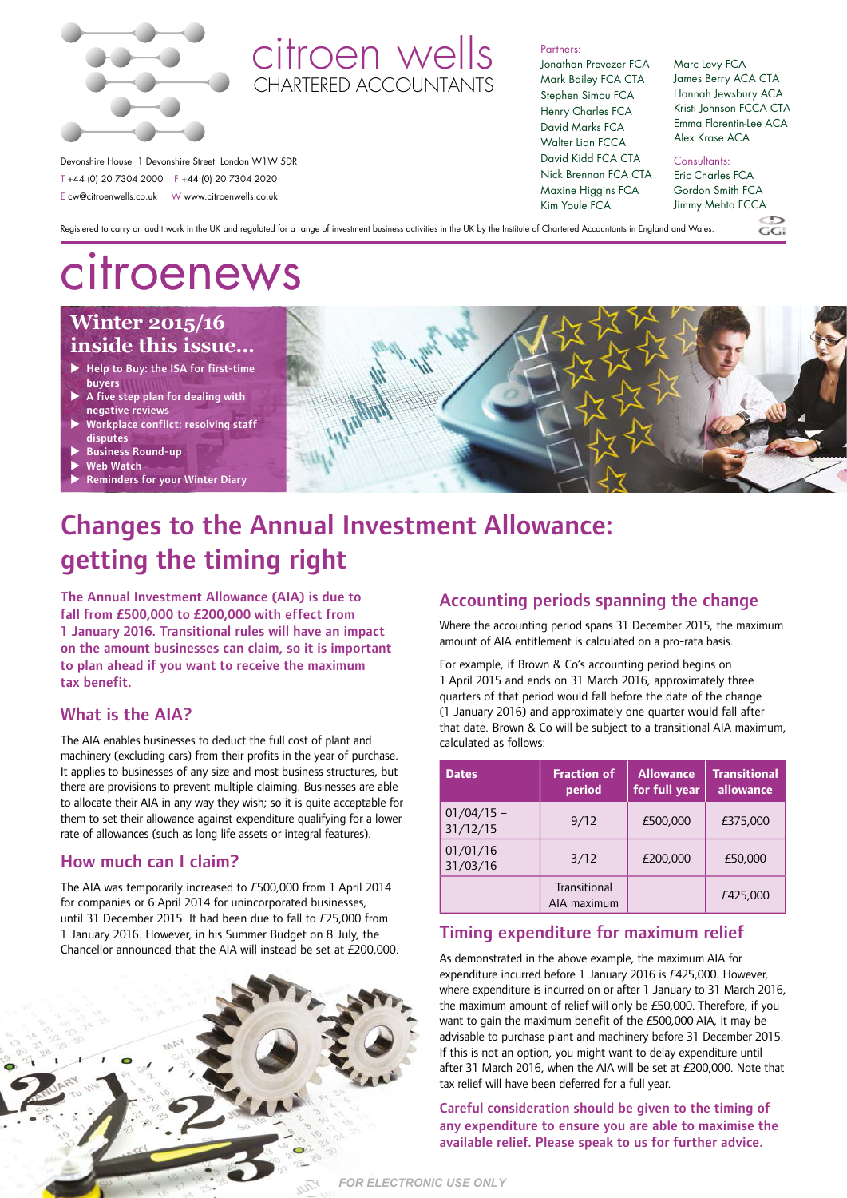# citroen wells

CHARTERED ACCOUNTANTS

Devonshire House 1 Devonshire Street London W1W 5DR

T +44 (0) 20 7304 2000 F +44 (0) 20 7304 2020

E cw@citroenwells.co.uk W www.citroenwells.co.uk

Partners:

Jonathan Prevezer FCA
Mark Bailey FCA CTA
Stephen Simou FCA
Henry Charles FCA
David Marks FCA
Walter Lian FCCA
David Kidd FCA CTA
Nick Brennan FCA CTA
Maxine Higgins FCA
Kim Youle FCA
Marc Levy FCA
James Berry ACA CTA
Hannah Jewsbury ACA
Kristi Johnson FCCA CTA
Emma Florentin-Lee ACA
Alex Krase ACA

Consultants:

Eric Charles FCA
Gordon Smith FCA
Jimmy Mehta FCCA

Registered to carry on audit work in the UK and regulated for a range of investment business activities in the UK by the Institute of Chartered Accountants in England and Wales.

# citroenews

## Winter 2015/16 inside this issue...

- Help to Buy: the ISA for first-time buyers
- A five step plan for dealing with negative reviews
- Workplace conflict: resolving staff disputes
- Business Round-up
- Web Watch
- Reminders for your Winter Diary

# Changes to the Annual Investment Allowance: getting the timing right

**The Annual Investment Allowance (AIA) is due to fall from £500,000 to £200,000 with effect from 1 January 2016. Transitional rules will have an impact on the amount businesses can claim, so it is important to plan ahead if you want to receive the maximum tax benefit.**

## What is the AIA?

The AIA enables businesses to deduct the full cost of plant and machinery (excluding cars) from their profits in the year of purchase. It applies to businesses of any size and most business structures, but there are provisions to prevent multiple claiming. Businesses are able to allocate their AIA in any way they wish; so it is quite acceptable for them to set their allowance against expenditure qualifying for a lower rate of allowances (such as long life assets or integral features).

## How much can I claim?

The AIA was temporarily increased to £500,000 from 1 April 2014 for companies or 6 April 2014 for unincorporated businesses, until 31 December 2015. It had been due to fall to £25,000 from 1 January 2016. However, in his Summer Budget on 8 July, the Chancellor announced that the AIA will instead be set at £200,000.

## Accounting periods spanning the change

Where the accounting period spans 31 December 2015, the maximum amount of AIA entitlement is calculated on a pro-rata basis.

For example, if Brown & Co's accounting period begins on 1 April 2015 and ends on 31 March 2016, approximately three quarters of that period would fall before the date of the change (1 January 2016) and approximately one quarter would fall after that date. Brown & Co will be subject to a transitional AIA maximum, calculated as follows:

| Dates | Fraction of period | Allowance for full year | Transitional allowance |
|---|---|---|---|
| 01/04/15 – 31/12/15 | 9/12 | £500,000 | £375,000 |
| 01/01/16 – 31/03/16 | 3/12 | £200,000 | £50,000 |
| | Transitional AIA maximum | | £425,000 |

## Timing expenditure for maximum relief

As demonstrated in the above example, the maximum AIA for expenditure incurred before 1 January 2016 is £425,000. However, where expenditure is incurred on or after 1 January to 31 March 2016, the maximum amount of relief will only be £50,000. Therefore, if you want to gain the maximum benefit of the £500,000 AIA, it may be advisable to purchase plant and machinery before 31 December 2015. If this is not an option, you might want to delay expenditure until after 31 March 2016, when the AIA will be set at £200,000. Note that tax relief will have been deferred for a full year.

**Careful consideration should be given to the timing of any expenditure to ensure you are able to maximise the available relief. Please speak to us for further advice.**

*FOR ELECTRONIC USE ONLY*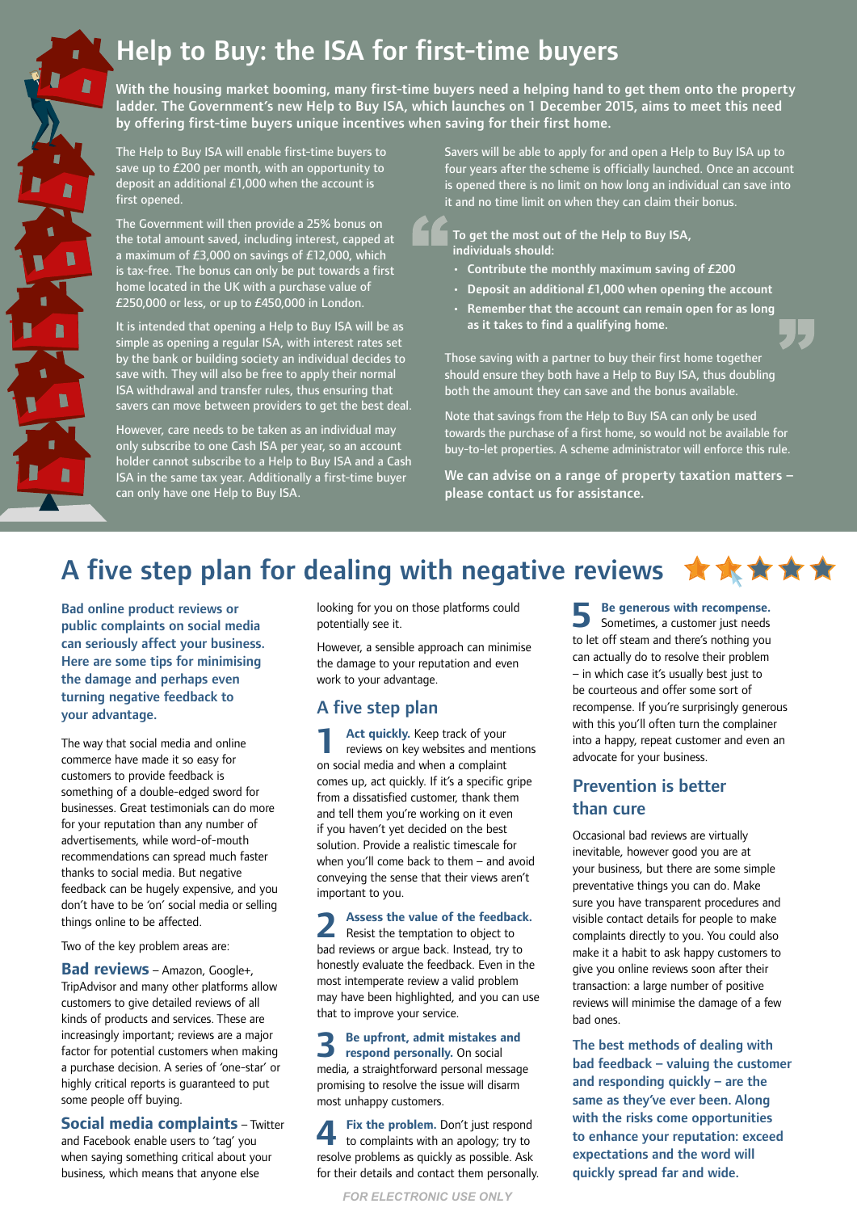# Help to Buy: the ISA for first-time buyers

**With the housing market booming, many first-time buyers need a helping hand to get them onto the property ladder. The Government's new Help to Buy ISA, which launches on 1 December 2015, aims to meet this need by offering first-time buyers unique incentives when saving for their first home.**

The Help to Buy ISA will enable first-time buyers to save up to £200 per month, with an opportunity to deposit an additional £1,000 when the account is first opened.

The Government will then provide a 25% bonus on the total amount saved, including interest, capped at a maximum of £3,000 on savings of £12,000, which is tax-free. The bonus can only be put towards a first home located in the UK with a purchase value of £250,000 or less, or up to £450,000 in London.

It is intended that opening a Help to Buy ISA will be as simple as opening a regular ISA, with interest rates set by the bank or building society an individual decides to save with. They will also be free to apply their normal ISA withdrawal and transfer rules, thus ensuring that savers can move between providers to get the best deal.

However, care needs to be taken as an individual may only subscribe to one Cash ISA per year, so an account holder cannot subscribe to a Help to Buy ISA and a Cash ISA in the same tax year. Additionally a first-time buyer can only have one Help to Buy ISA.

Savers will be able to apply for and open a Help to Buy ISA up to four years after the scheme is officially launched. Once an account is opened there is no limit on how long an individual can save into it and no time limit on when they can claim their bonus.

> **To get the most out of the Help to Buy ISA, individuals should:**
>
> - **Contribute the monthly maximum saving of £200**
> - **Deposit an additional £1,000 when opening the account**
> - **Remember that the account can remain open for as long as it takes to find a qualifying home.**

Those saving with a partner to buy their first home together should ensure they both have a Help to Buy ISA, thus doubling both the amount they can save and the bonus available.

Note that savings from the Help to Buy ISA can only be used towards the purchase of a first home, so would not be available for buy-to-let properties. A scheme administrator will enforce this rule.

**We can advise on a range of property taxation matters – please contact us for assistance.**

# A five step plan for dealing with negative reviews

**Bad online product reviews or public complaints on social media can seriously affect your business. Here are some tips for minimising the damage and perhaps even turning negative feedback to your advantage.**

The way that social media and online commerce have made it so easy for customers to provide feedback is something of a double-edged sword for businesses. Great testimonials can do more for your reputation than any number of advertisements, while word-of-mouth recommendations can spread much faster thanks to social media. But negative feedback can be hugely expensive, and you don't have to be 'on' social media or selling things online to be affected.

Two of the key problem areas are:

**Bad reviews** – Amazon, Google+, TripAdvisor and many other platforms allow customers to give detailed reviews of all kinds of products and services. These are increasingly important; reviews are a major factor for potential customers when making a purchase decision. A series of 'one-star' or highly critical reports is guaranteed to put some people off buying.

**Social media complaints** – Twitter and Facebook enable users to 'tag' you when saying something critical about your business, which means that anyone else looking for you on those platforms could potentially see it.

However, a sensible approach can minimise the damage to your reputation and even work to your advantage.

## A five step plan

**1 Act quickly.** Keep track of your reviews on key websites and mentions on social media and when a complaint comes up, act quickly. If it's a specific gripe from a dissatisfied customer, thank them and tell them you're working on it even if you haven't yet decided on the best solution. Provide a realistic timescale for when you'll come back to them – and avoid conveying the sense that their views aren't important to you.

**2 Assess the value of the feedback.** Resist the temptation to object to bad reviews or argue back. Instead, try to honestly evaluate the feedback. Even in the most intemperate review a valid problem may have been highlighted, and you can use that to improve your service.

**3 Be upfront, admit mistakes and respond personally.** On social media, a straightforward personal message promising to resolve the issue will disarm most unhappy customers.

**4 Fix the problem.** Don't just respond to complaints with an apology; try to resolve problems as quickly as possible. Ask for their details and contact them personally.

**5 Be generous with recompense.** Sometimes, a customer just needs to let off steam and there's nothing you can actually do to resolve their problem – in which case it's usually best just to be courteous and offer some sort of recompense. If you're surprisingly generous with this you'll often turn the complainer into a happy, repeat customer and even an advocate for your business.

## Prevention is better than cure

Occasional bad reviews are virtually inevitable, however good you are at your business, but there are some simple preventative things you can do. Make sure you have transparent procedures and visible contact details for people to make complaints directly to you. You could also make it a habit to ask happy customers to give you online reviews soon after their transaction: a large number of positive reviews will minimise the damage of a few bad ones.

**The best methods of dealing with bad feedback – valuing the customer and responding quickly – are the same as they've ever been. Along with the risks come opportunities to enhance your reputation: exceed expectations and the word will quickly spread far and wide.**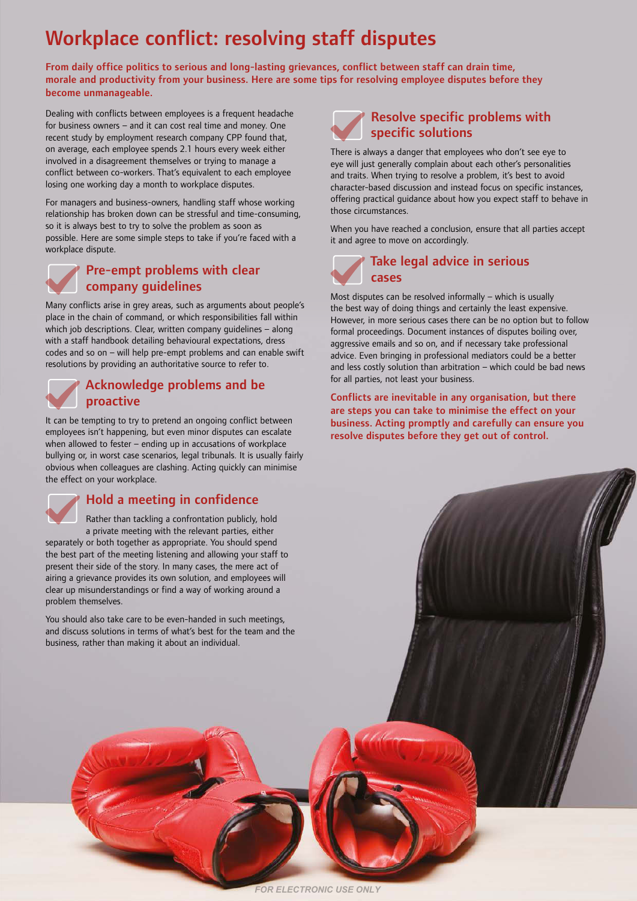# Workplace conflict: resolving staff disputes

**From daily office politics to serious and long-lasting grievances, conflict between staff can drain time, morale and productivity from your business. Here are some tips for resolving employee disputes before they become unmanageable.**

Dealing with conflicts between employees is a frequent headache for business owners – and it can cost real time and money. One recent study by employment research company CPP found that, on average, each employee spends 2.1 hours every week either involved in a disagreement themselves or trying to manage a conflict between co-workers. That's equivalent to each employee losing one working day a month to workplace disputes.

For managers and business-owners, handling staff whose working relationship has broken down can be stressful and time-consuming, so it is always best to try to solve the problem as soon as possible. Here are some simple steps to take if you're faced with a workplace dispute.

## Pre-empt problems with clear company guidelines

Many conflicts arise in grey areas, such as arguments about people's place in the chain of command, or which responsibilities fall within which job descriptions. Clear, written company guidelines – along with a staff handbook detailing behavioural expectations, dress codes and so on – will help pre-empt problems and can enable swift resolutions by providing an authoritative source to refer to.

## Acknowledge problems and be proactive

It can be tempting to try to pretend an ongoing conflict between employees isn't happening, but even minor disputes can escalate when allowed to fester – ending up in accusations of workplace bullying or, in worst case scenarios, legal tribunals. It is usually fairly obvious when colleagues are clashing. Acting quickly can minimise the effect on your workplace.

## Hold a meeting in confidence

Rather than tackling a confrontation publicly, hold a private meeting with the relevant parties, either separately or both together as appropriate. You should spend the best part of the meeting listening and allowing your staff to present their side of the story. In many cases, the mere act of airing a grievance provides its own solution, and employees will clear up misunderstandings or find a way of working around a problem themselves.

You should also take care to be even-handed in such meetings, and discuss solutions in terms of what's best for the team and the business, rather than making it about an individual.

## Resolve specific problems with specific solutions

There is always a danger that employees who don't see eye to eye will just generally complain about each other's personalities and traits. When trying to resolve a problem, it's best to avoid character-based discussion and instead focus on specific instances, offering practical guidance about how you expect staff to behave in those circumstances.

When you have reached a conclusion, ensure that all parties accept it and agree to move on accordingly.

## Take legal advice in serious cases

Most disputes can be resolved informally – which is usually the best way of doing things and certainly the least expensive. However, in more serious cases there can be no option but to follow formal proceedings. Document instances of disputes boiling over, aggressive emails and so on, and if necessary take professional advice. Even bringing in professional mediators could be a better and less costly solution than arbitration – which could be bad news for all parties, not least your business.

**Conflicts are inevitable in any organisation, but there are steps you can take to minimise the effect on your business. Acting promptly and carefully can ensure you resolve disputes before they get out of control.**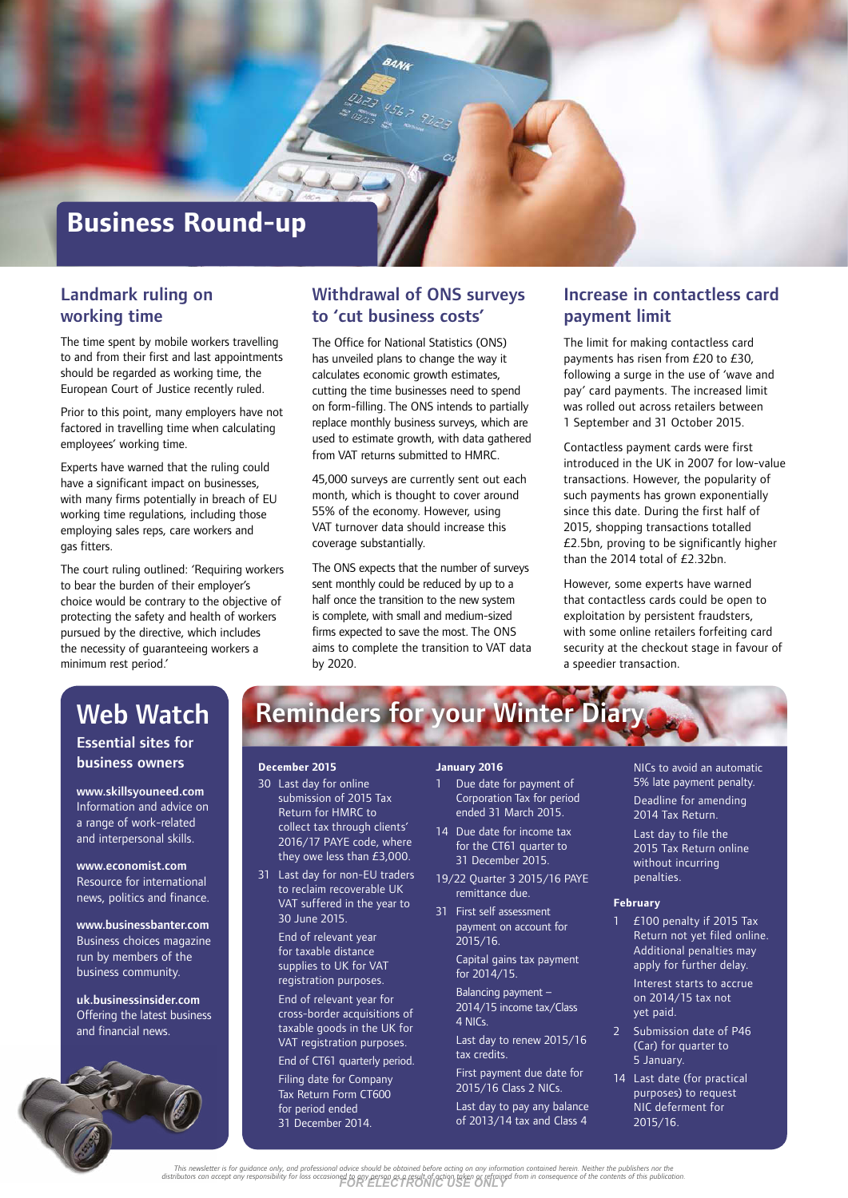# Business Round-up

## Landmark ruling on working time

The time spent by mobile workers travelling to and from their first and last appointments should be regarded as working time, the European Court of Justice recently ruled.

Prior to this point, many employers have not factored in travelling time when calculating employees' working time.

Experts have warned that the ruling could have a significant impact on businesses, with many firms potentially in breach of EU working time regulations, including those employing sales reps, care workers and gas fitters.

The court ruling outlined: 'Requiring workers to bear the burden of their employer's choice would be contrary to the objective of protecting the safety and health of workers pursued by the directive, which includes the necessity of guaranteeing workers a minimum rest period.'

## Withdrawal of ONS surveys to 'cut business costs'

The Office for National Statistics (ONS) has unveiled plans to change the way it calculates economic growth estimates, cutting the time businesses need to spend on form-filling. The ONS intends to partially replace monthly business surveys, which are used to estimate growth, with data gathered from VAT returns submitted to HMRC.

45,000 surveys are currently sent out each month, which is thought to cover around 55% of the economy. However, using VAT turnover data should increase this coverage substantially.

The ONS expects that the number of surveys sent monthly could be reduced by up to a half once the transition to the new system is complete, with small and medium-sized firms expected to save the most. The ONS aims to complete the transition to VAT data by 2020.

## Increase in contactless card payment limit

The limit for making contactless card payments has risen from £20 to £30, following a surge in the use of 'wave and pay' card payments. The increased limit was rolled out across retailers between 1 September and 31 October 2015.

Contactless payment cards were first introduced in the UK in 2007 for low-value transactions. However, the popularity of such payments has grown exponentially since this date. During the first half of 2015, shopping transactions totalled £2.5bn, proving to be significantly higher than the 2014 total of £2.32bn.

However, some experts have warned that contactless cards could be open to exploitation by persistent fraudsters, with some online retailers forfeiting card security at the checkout stage in favour of a speedier transaction.

## Web Watch

### Essential sites for business owners

**www.skillsyouneed.com**
Information and advice on a range of work-related and interpersonal skills.

**www.economist.com**
Resource for international news, politics and finance.

**www.businessbanter.com**
Business choices magazine run by members of the business community.

**uk.businessinsider.com**
Offering the latest business and financial news.

## Reminders for your Winter Diary

**December 2015**

- 30 Last day for online submission of 2015 Tax Return for HMRC to collect tax through clients' 2016/17 PAYE code, where they owe less than £3,000.
- 31 Last day for non-EU traders to reclaim recoverable UK VAT suffered in the year to 30 June 2015.
  - End of relevant year for taxable distance supplies to UK for VAT registration purposes.
  - End of relevant year for cross-border acquisitions of taxable goods in the UK for VAT registration purposes.
  - End of CT61 quarterly period.
  - Filing date for Company Tax Return Form CT600 for period ended 31 December 2014.

**January 2016**

- 1 Due date for payment of Corporation Tax for period ended 31 March 2015.
- 14 Due date for income tax for the CT61 quarter to 31 December 2015.
- 19/22 Quarter 3 2015/16 PAYE remittance due.
- 31 First self assessment payment on account for 2015/16.
  - Capital gains tax payment for 2014/15.
  - Balancing payment – 2014/15 income tax/Class 4 NICs.
  - Last day to renew 2015/16 tax credits.
  - First payment due date for 2015/16 Class 2 NICs.
  - Last day to pay any balance of 2013/14 tax and Class 4 NICs to avoid an automatic 5% late payment penalty.
  - Deadline for amending 2014 Tax Return.
  - Last day to file the 2015 Tax Return online without incurring penalties.

**February**

- 1 £100 penalty if 2015 Tax Return not yet filed online. Additional penalties may apply for further delay.
  - Interest starts to accrue on 2014/15 tax not yet paid.
- 2 Submission date of P46 (Car) for quarter to 5 January.
- 14 Last date (for practical purposes) to request NIC deferment for 2015/16.

*This newsletter is for guidance only, and professional advice should be obtained before acting on any information contained herein. Neither the publishers nor the distributors can accept any responsibility for loss occasioned to any person as a result of action taken or refrained from in consequence of the contents of this publication.*

FOR ELECTRONIC USE ONLY